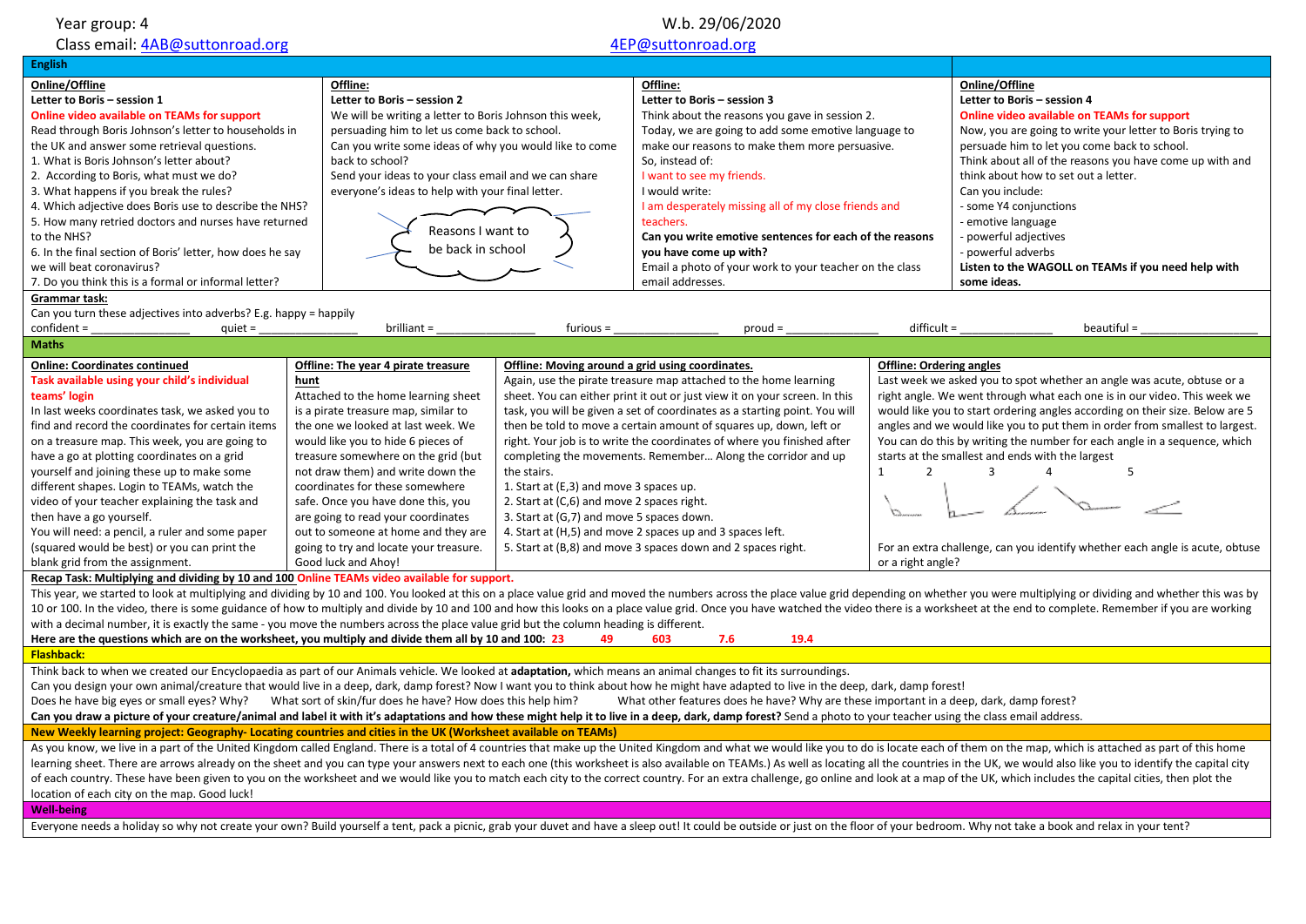Year group: 4

W.b. 29/06/2020

Class email: 4AB@suttonroad.org    4EP@suttonroad.org

## English

**Online/Offline**
**Letter to Boris – session 1**
**Online video available on TEAMs for support**
Read through Boris Johnson's letter to households in the UK and answer some retrieval questions.
1. What is Boris Johnson's letter about?
2. According to Boris, what must we do?
3. What happens if you break the rules?
4. Which adjective does Boris use to describe the NHS?
5. How many retired doctors and nurses have returned to the NHS?
6. In the final section of Boris' letter, how does he say we will beat coronavirus?
7. Do you think this is a formal or informal letter?

**Offline:**
**Letter to Boris – session 2**
We will be writing a letter to Boris Johnson this week, persuading him to let us come back to school.
Can you write some ideas of why you would like to come back to school?
Send your ideas to your class email and we can share everyone's ideas to help with your final letter.

Reasons I want to be back in school

**Offline:**
**Letter to Boris – session 3**
Think about the reasons you gave in session 2.
Today, we are going to add some emotive language to make our reasons to make them more persuasive.
So, instead of:
I want to see my friends.
I would write:
I am desperately missing all of my close friends and teachers.
**Can you write emotive sentences for each of the reasons you have come up with?**
Email a photo of your work to your teacher on the class email addresses.

**Online/Offline**
**Letter to Boris – session 4**
**Online video available on TEAMs for support**
Now, you are going to write your letter to Boris trying to persuade him to let you come back to school.
Think about all of the reasons you have come up with and think about how to set out a letter.
Can you include:
- some Y4 conjunctions
- emotive language
- powerful adjectives
- powerful adverbs
**Listen to the WAGOLL on TEAMs if you need help with some ideas.**

**Grammar task:**
Can you turn these adjectives into adverbs? E.g. happy = happily
confident = ______ quiet = ______ brilliant = ______ furious = ______ proud = ______ difficult = ______ beautiful = ______

## Maths

**Online: Coordinates continued**
**Task available using your child's individual teams' login**
In last weeks coordinates task, we asked you to find and record the coordinates for certain items on a treasure map. This week, you are going to have a go at plotting coordinates on a grid yourself and joining these up to make some different shapes. Login to TEAMs, watch the video of your teacher explaining the task and then have a go yourself.
You will need: a pencil, a ruler and some paper (squared would be best) or you can print the blank grid from the assignment.

**Offline: The year 4 pirate treasure hunt**
Attached to the home learning sheet is a pirate treasure map, similar to the one we looked at last week. We would like you to hide 6 pieces of treasure somewhere on the grid (but not draw them) and write down the coordinates for these somewhere safe. Once you have done this, you are going to read your coordinates out to someone at home and they are going to try and locate your treasure.
Good luck and Ahoy!

**Offline: Moving around a grid using coordinates.**
Again, use the pirate treasure map attached to the home learning sheet. You can either print it out or just view it on your screen. In this task, you will be given a set of coordinates as a starting point. You will then be told to move a certain amount of squares up, down, left or right. Your job is to write the coordinates of where you finished after completing the movements. Remember… Along the corridor and up the stairs.
1. Start at (E,3) and move 3 spaces up.
2. Start at (C,6) and move 2 spaces right.
3. Start at (G,7) and move 5 spaces down.
4. Start at (H,5) and move 2 spaces up and 3 spaces left.
5. Start at (B,8) and move 3 spaces down and 2 spaces right.

**Offline: Ordering angles**
Last week we asked you to spot whether an angle was acute, obtuse or a right angle. We went through what each one is in our video. This week we would like you to start ordering angles according on their size. Below are 5 angles and we would like you to put them in order from smallest to largest. You can do this by writing the number for each angle in a sequence, which starts at the smallest and ends with the largest

1 2 3 4 5

For an extra challenge, can you identify whether each angle is acute, obtuse or a right angle?

**Recap Task: Multiplying and dividing by 10 and 100 Online TEAMs video available for support.**
This year, we started to look at multiplying and dividing by 10 and 100. You looked at this on a place value grid and moved the numbers across the place value grid depending on whether you were multiplying or dividing and whether this was by 10 or 100. In the video, there is some guidance of how to multiply and divide by 10 and 100 and how this looks on a place value grid. Once you have watched the video there is a worksheet at the end to complete. Remember if you are working with a decimal number, it is exactly the same - you move the numbers across the place value grid but the column heading is different.
**Here are the questions which are on the worksheet, you multiply and divide them all by 10 and 100: 23 49 603 7.6 19.4**

## Flashback:

Think back to when we created our Encyclopaedia as part of our Animals vehicle. We looked at **adaptation,** which means an animal changes to fit its surroundings.
Can you design your own animal/creature that would live in a deep, dark, damp forest? Now I want you to think about how he might have adapted to live in the deep, dark, damp forest!
Does he have big eyes or small eyes? Why? What sort of skin/fur does he have? How does this help him? What other features does he have? Why are these important in a deep, dark, damp forest?
**Can you draw a picture of your creature/animal and label it with it's adaptations and how these might help it to live in a deep, dark, damp forest?** Send a photo to your teacher using the class email address.

## New Weekly learning project: Geography- Locating countries and cities in the UK (Worksheet available on TEAMs)

As you know, we live in a part of the United Kingdom called England. There is a total of 4 countries that make up the United Kingdom and what we would like you to do is locate each of them on the map, which is attached as part of this home learning sheet. There are arrows already on the sheet and you can type your answers next to each one (this worksheet is also available on TEAMs.) As well as locating all the countries in the UK, we would also like you to identify the capital city of each country. These have been given to you on the worksheet and we would like you to match each city to the correct country. For an extra challenge, go online and look at a map of the UK, which includes the capital cities, then plot the location of each city on the map. Good luck!

## Well-being

Everyone needs a holiday so why not create your own? Build yourself a tent, pack a picnic, grab your duvet and have a sleep out! It could be outside or just on the floor of your bedroom. Why not take a book and relax in your tent?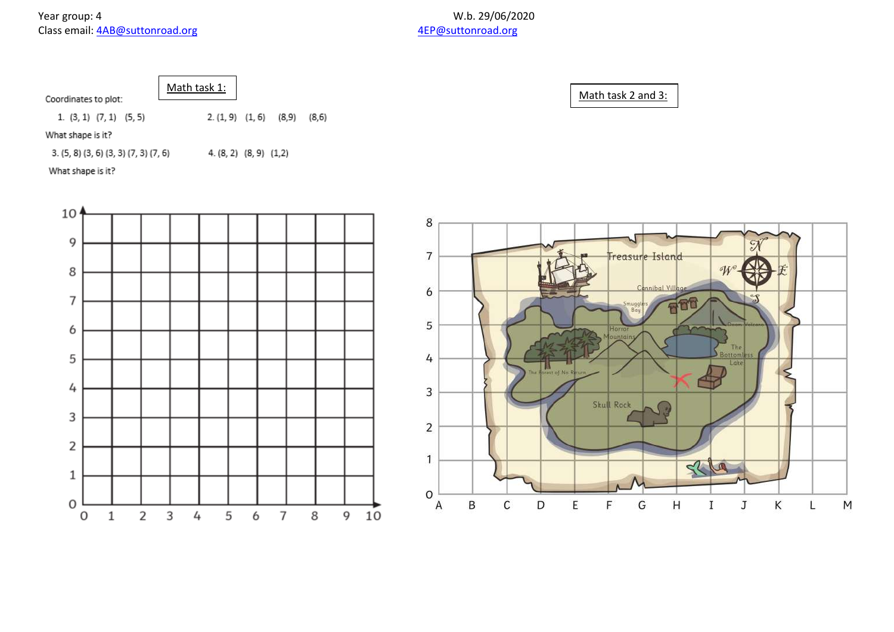Year group: 4
Class email: 4AB@suttonroad.org

W.b. 29/06/2020
4EP@suttonroad.org

Math task 1:

Coordinates to plot:

1. (3, 1) (7, 1) (5, 5)

2. (1, 9) (1, 6) (8,9) (8,6)

What shape is it?

3. (5, 8) (3, 6) (3, 3) (7, 3) (7, 6)

4. (8, 2) (8, 9) (1,2)

What shape is it?

Math task 2 and 3: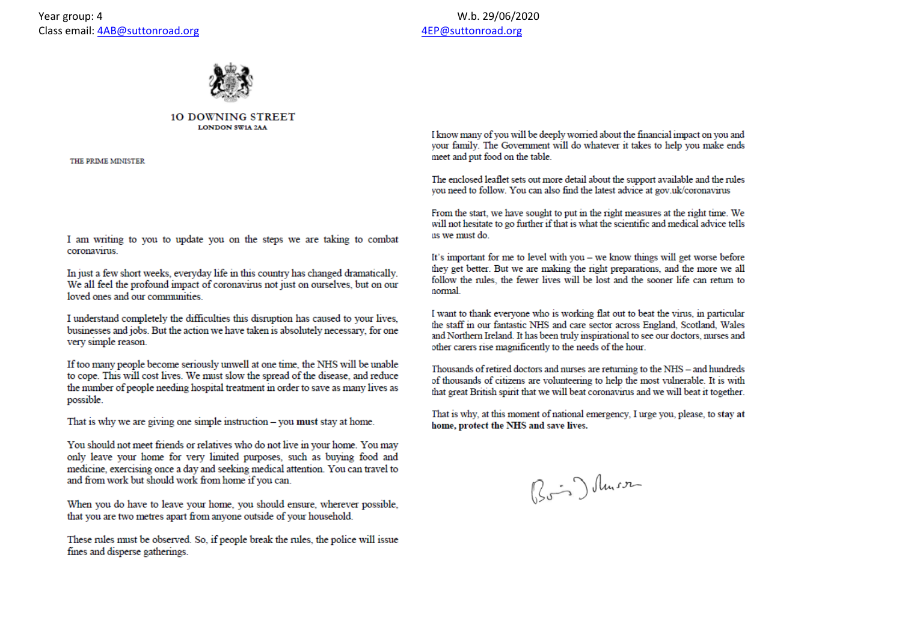Year group: 4 W.b. 29/06/2020

Class email: 4AB@suttonroad.org 4EP@suttonroad.org

10 DOWNING STREET
LONDON SW1A 2AA

THE PRIME MINISTER

I am writing to you to update you on the steps we are taking to combat coronavirus.

In just a few short weeks, everyday life in this country has changed dramatically. We all feel the profound impact of coronavirus not just on ourselves, but on our loved ones and our communities.

I understand completely the difficulties this disruption has caused to your lives, businesses and jobs. But the action we have taken is absolutely necessary, for one very simple reason.

If too many people become seriously unwell at one time, the NHS will be unable to cope. This will cost lives. We must slow the spread of the disease, and reduce the number of people needing hospital treatment in order to save as many lives as possible.

That is why we are giving one simple instruction – you **must** stay at home.

You should not meet friends or relatives who do not live in your home. You may only leave your home for very limited purposes, such as buying food and medicine, exercising once a day and seeking medical attention. You can travel to and from work but should work from home if you can.

When you do have to leave your home, you should ensure, wherever possible, that you are two metres apart from anyone outside of your household.

These rules must be observed. So, if people break the rules, the police will issue fines and disperse gatherings.

I know many of you will be deeply worried about the financial impact on you and your family. The Government will do whatever it takes to help you make ends meet and put food on the table.

The enclosed leaflet sets out more detail about the support available and the rules you need to follow. You can also find the latest advice at gov.uk/coronavirus

From the start, we have sought to put in the right measures at the right time. We will not hesitate to go further if that is what the scientific and medical advice tells us we must do.

It's important for me to level with you – we know things will get worse before they get better. But we are making the right preparations, and the more we all follow the rules, the fewer lives will be lost and the sooner life can return to normal.

I want to thank everyone who is working flat out to beat the virus, in particular the staff in our fantastic NHS and care sector across England, Scotland, Wales and Northern Ireland. It has been truly inspirational to see our doctors, nurses and other carers rise magnificently to the needs of the hour.

Thousands of retired doctors and nurses are returning to the NHS – and hundreds of thousands of citizens are volunteering to help the most vulnerable. It is with that great British spirit that we will beat coronavirus and we will beat it together.

That is why, at this moment of national emergency, I urge you, please, to **stay at home, protect the NHS and save lives.**

Boris Johnson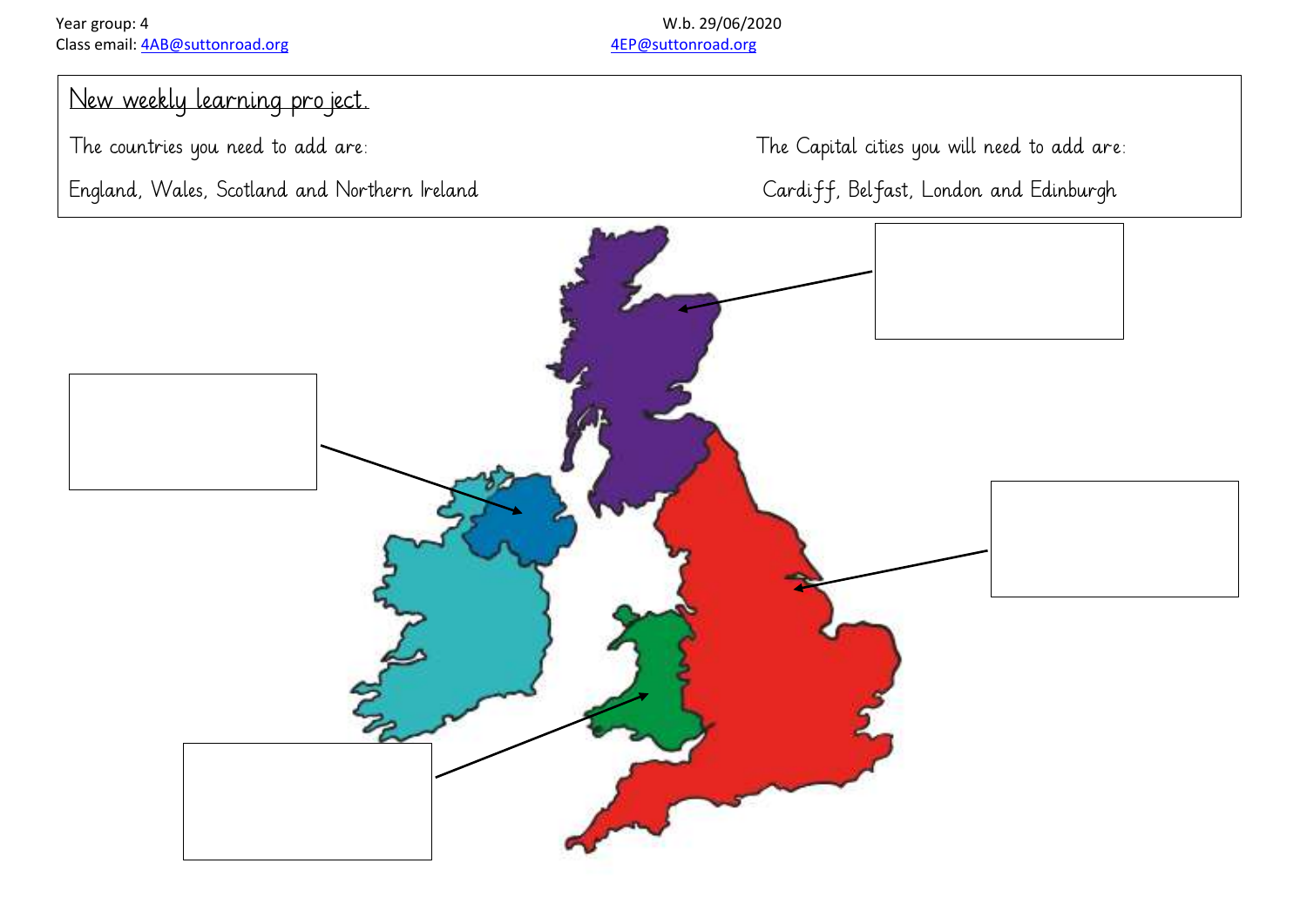Year group: 4
Class email: 4AB@suttonroad.org

W.b. 29/06/2020
4EP@suttonroad.org

## New weekly learning project.

The countries you need to add are:

England, Wales, Scotland and Northern Ireland

The Capital cities you will need to add are:

Cardiff, Belfast, London and Edinburgh